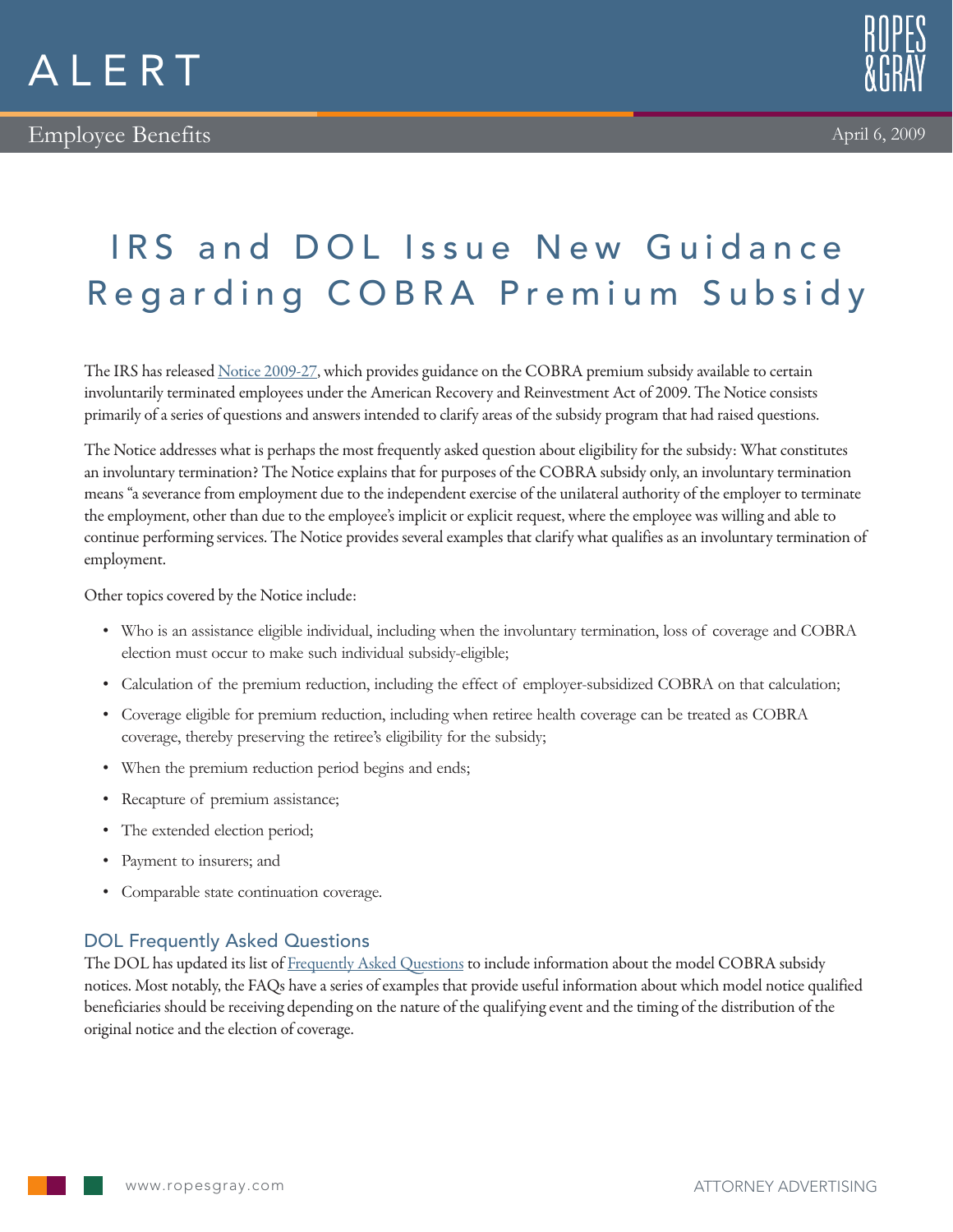# ALERT

Employee Benefits

April 6, 2009

# IRS and DOL Issue New Guidance Regarding COBRA Premium Subsidy

The IRS has released [Notice 2009-27](), which provides guidance on the COBRA premium subsidy available to certain involuntarily terminated employees under the American Recovery and Reinvestment Act of 2009. The Notice consists primarily of a series of questions and answers intended to clarify areas of the subsidy program that had raised questions.

The Notice addresses what is perhaps the most frequently asked question about eligibility for the subsidy: What constitutes an involuntary termination? The Notice explains that for purposes of the COBRA subsidy only, an involuntary termination means "a severance from employment due to the independent exercise of the unilateral authority of the employer to terminate the employment, other than due to the employee's implicit or explicit request, where the employee was willing and able to continue performing services. The Notice provides several examples that clarify what qualifies as an involuntary termination of employment.

Other topics covered by the Notice include:

- Who is an assistance eligible individual, including when the involuntary termination, loss of coverage and COBRA election must occur to make such individual subsidy-eligible;
- Calculation of the premium reduction, including the effect of employer-subsidized COBRA on that calculation;
- Coverage eligible for premium reduction, including when retiree health coverage can be treated as COBRA coverage, thereby preserving the retiree's eligibility for the subsidy;
- When the premium reduction period begins and ends;
- Recapture of premium assistance;
- The extended election period;
- Payment to insurers; and
- Comparable state continuation coverage.

## DOL Frequently Asked Questions

The DOL has updated its list of [Frequently Asked Questions]() to include information about the model COBRA subsidy notices. Most notably, the FAQs have a series of examples that provide useful information about which model notice qualified beneficiaries should be receiving depending on the nature of the qualifying event and the timing of the distribution of the original notice and the election of coverage.

www.ropesgray.com

ATTORNEY ADVERTISING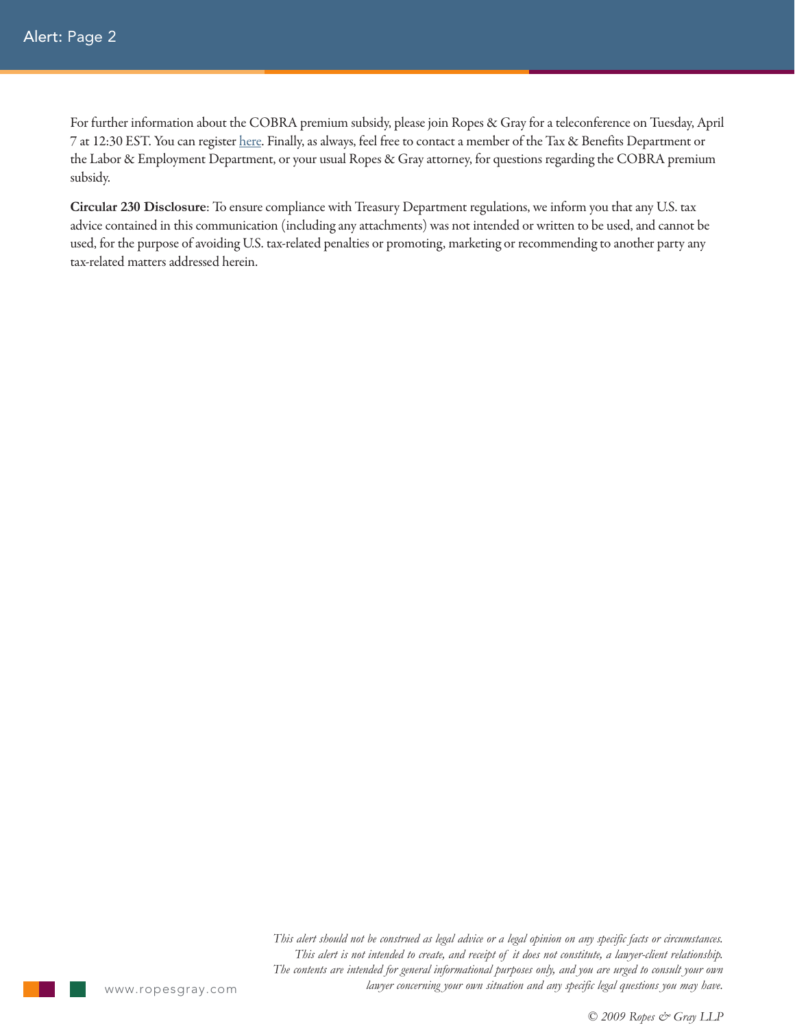For further information about the COBRA premium subsidy, please join Ropes & Gray for a teleconference on Tuesday, April 7 at 12:30 EST. You can register here. Finally, as always, feel free to contact a member of the Tax & Benefits Department or the Labor & Employment Department, or your usual Ropes & Gray attorney, for questions regarding the COBRA premium subsidy.

**Circular 230 Disclosure**: To ensure compliance with Treasury Department regulations, we inform you that any U.S. tax advice contained in this communication (including any attachments) was not intended or written to be used, and cannot be used, for the purpose of avoiding U.S. tax-related penalties or promoting, marketing or recommending to another party any tax-related matters addressed herein.

*This alert should not be construed as legal advice or a legal opinion on any specific facts or circumstances. This alert is not intended to create, and receipt of it does not constitute, a lawyer-client relationship. The contents are intended for general informational purposes only, and you are urged to consult your own lawyer concerning your own situation and any specific legal questions you may have.*

www.ropesgray.com

*© 2009 Ropes & Gray LLP*